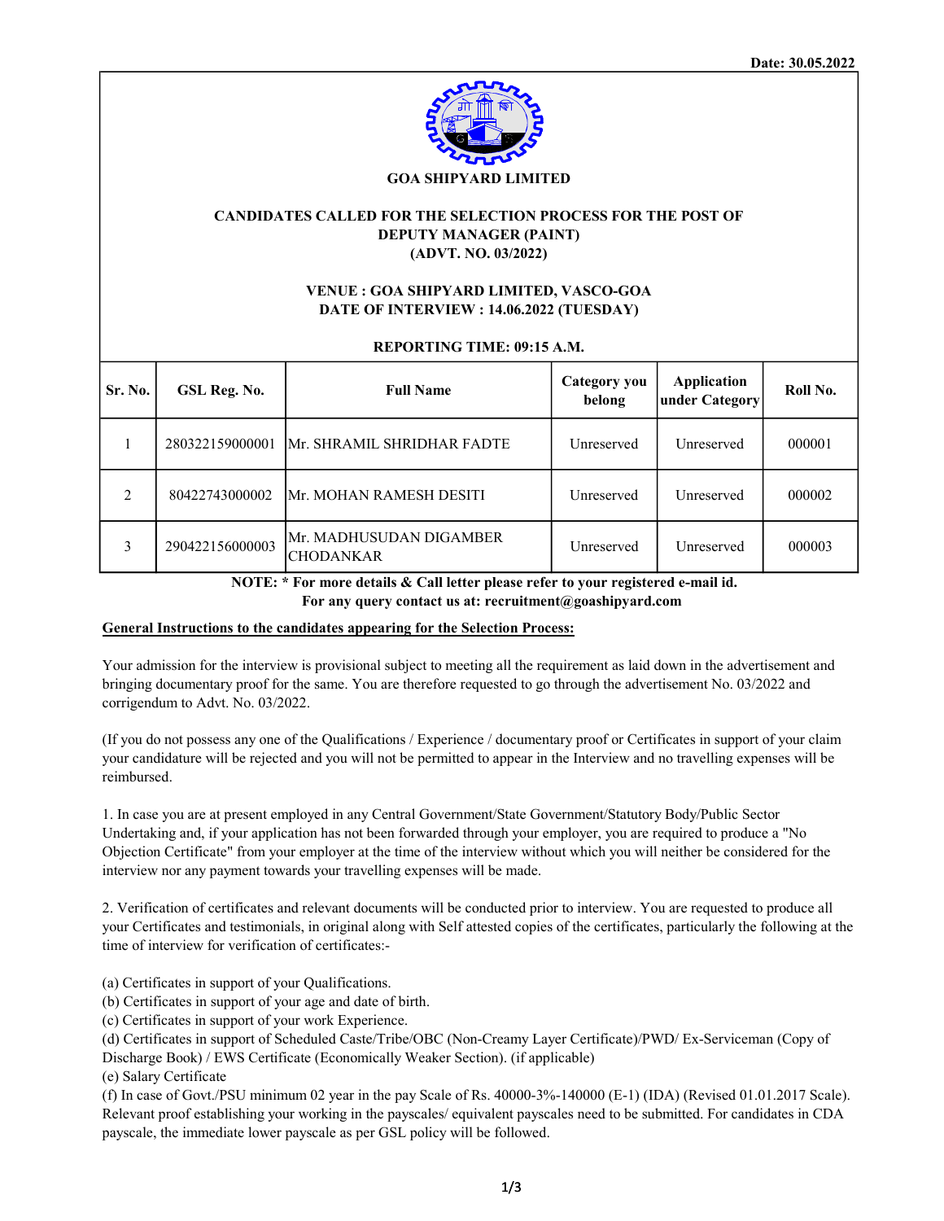Date: 30.05.2022

# GOA SHIPYARD LIMITED

## CANDIDATES CALLED FOR THE SELECTION PROCESS FOR THE POST OF DEPUTY MANAGER (PAINT) (ADVT. NO. 03/2022)

**VENUE : GOA SHIPYARD LIMITED, VASCO-GOA**
**DATE OF INTERVIEW : 14.06.2022 (TUESDAY)**

**REPORTING TIME: 09:15 A.M.**

| Sr. No. | GSL Reg. No. | Full Name | Category you belong | Application under Category | Roll No. |
|---|---|---|---|---|---|
| 1 | 280322159000001 | Mr. SHRAMIL SHRIDHAR FADTE | Unreserved | Unreserved | 000001 |
| 2 | 80422743000002 | Mr. MOHAN RAMESH DESITI | Unreserved | Unreserved | 000002 |
| 3 | 290422156000003 | Mr. MADHUSUDAN DIGAMBER CHODANKAR | Unreserved | Unreserved | 000003 |

**NOTE: * For more details & Call letter please refer to your registered e-mail id.**
**For any query contact us at: recruitment@goashipyard.com**

**General Instructions to the candidates appearing for the Selection Process:**

Your admission for the interview is provisional subject to meeting all the requirement as laid down in the advertisement and bringing documentary proof for the same. You are therefore requested to go through the advertisement No. 03/2022 and corrigendum to Advt. No. 03/2022.

(If you do not possess any one of the Qualifications / Experience / documentary proof or Certificates in support of your claim your candidature will be rejected and you will not be permitted to appear in the Interview and no travelling expenses will be reimbursed.

1. In case you are at present employed in any Central Government/State Government/Statutory Body/Public Sector Undertaking and, if your application has not been forwarded through your employer, you are required to produce a "No Objection Certificate" from your employer at the time of the interview without which you will neither be considered for the interview nor any payment towards your travelling expenses will be made.

2. Verification of certificates and relevant documents will be conducted prior to interview. You are requested to produce all your Certificates and testimonials, in original along with Self attested copies of the certificates, particularly the following at the time of interview for verification of certificates:-

(a) Certificates in support of your Qualifications.
(b) Certificates in support of your age and date of birth.
(c) Certificates in support of your work Experience.
(d) Certificates in support of Scheduled Caste/Tribe/OBC (Non-Creamy Layer Certificate)/PWD/ Ex-Serviceman (Copy of Discharge Book) / EWS Certificate (Economically Weaker Section). (if applicable)
(e) Salary Certificate
(f) In case of Govt./PSU minimum 02 year in the pay Scale of Rs. 40000-3%-140000 (E-1) (IDA) (Revised 01.01.2017 Scale). Relevant proof establishing your working in the payscales/ equivalent payscales need to be submitted. For candidates in CDA payscale, the immediate lower payscale as per GSL policy will be followed.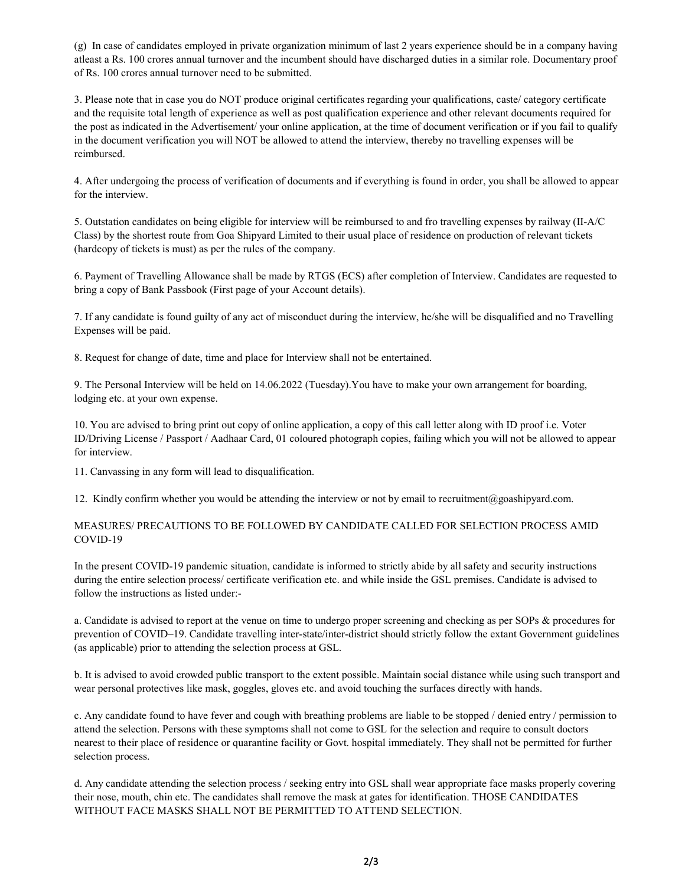(g) In case of candidates employed in private organization minimum of last 2 years experience should be in a company having atleast a Rs. 100 crores annual turnover and the incumbent should have discharged duties in a similar role. Documentary proof of Rs. 100 crores annual turnover need to be submitted.

3. Please note that in case you do NOT produce original certificates regarding your qualifications, caste/ category certificate and the requisite total length of experience as well as post qualification experience and other relevant documents required for the post as indicated in the Advertisement/ your online application, at the time of document verification or if you fail to qualify in the document verification you will NOT be allowed to attend the interview, thereby no travelling expenses will be reimbursed.

4. After undergoing the process of verification of documents and if everything is found in order, you shall be allowed to appear for the interview.

5. Outstation candidates on being eligible for interview will be reimbursed to and fro travelling expenses by railway (II-A/C Class) by the shortest route from Goa Shipyard Limited to their usual place of residence on production of relevant tickets (hardcopy of tickets is must) as per the rules of the company.

6. Payment of Travelling Allowance shall be made by RTGS (ECS) after completion of Interview. Candidates are requested to bring a copy of Bank Passbook (First page of your Account details).

7. If any candidate is found guilty of any act of misconduct during the interview, he/she will be disqualified and no Travelling Expenses will be paid.

8. Request for change of date, time and place for Interview shall not be entertained.

9. The Personal Interview will be held on 14.06.2022 (Tuesday).You have to make your own arrangement for boarding, lodging etc. at your own expense.

10. You are advised to bring print out copy of online application, a copy of this call letter along with ID proof i.e. Voter ID/Driving License / Passport / Aadhaar Card, 01 coloured photograph copies, failing which you will not be allowed to appear for interview.

11. Canvassing in any form will lead to disqualification.

12. Kindly confirm whether you would be attending the interview or not by email to recruitment@goashipyard.com.

MEASURES/ PRECAUTIONS TO BE FOLLOWED BY CANDIDATE CALLED FOR SELECTION PROCESS AMID COVID-19

In the present COVID-19 pandemic situation, candidate is informed to strictly abide by all safety and security instructions during the entire selection process/ certificate verification etc. and while inside the GSL premises. Candidate is advised to follow the instructions as listed under:-

a. Candidate is advised to report at the venue on time to undergo proper screening and checking as per SOPs & procedures for prevention of COVID–19. Candidate travelling inter-state/inter-district should strictly follow the extant Government guidelines (as applicable) prior to attending the selection process at GSL.

b. It is advised to avoid crowded public transport to the extent possible. Maintain social distance while using such transport and wear personal protectives like mask, goggles, gloves etc. and avoid touching the surfaces directly with hands.

c. Any candidate found to have fever and cough with breathing problems are liable to be stopped / denied entry / permission to attend the selection. Persons with these symptoms shall not come to GSL for the selection and require to consult doctors nearest to their place of residence or quarantine facility or Govt. hospital immediately. They shall not be permitted for further selection process.

d. Any candidate attending the selection process / seeking entry into GSL shall wear appropriate face masks properly covering their nose, mouth, chin etc. The candidates shall remove the mask at gates for identification. THOSE CANDIDATES WITHOUT FACE MASKS SHALL NOT BE PERMITTED TO ATTEND SELECTION.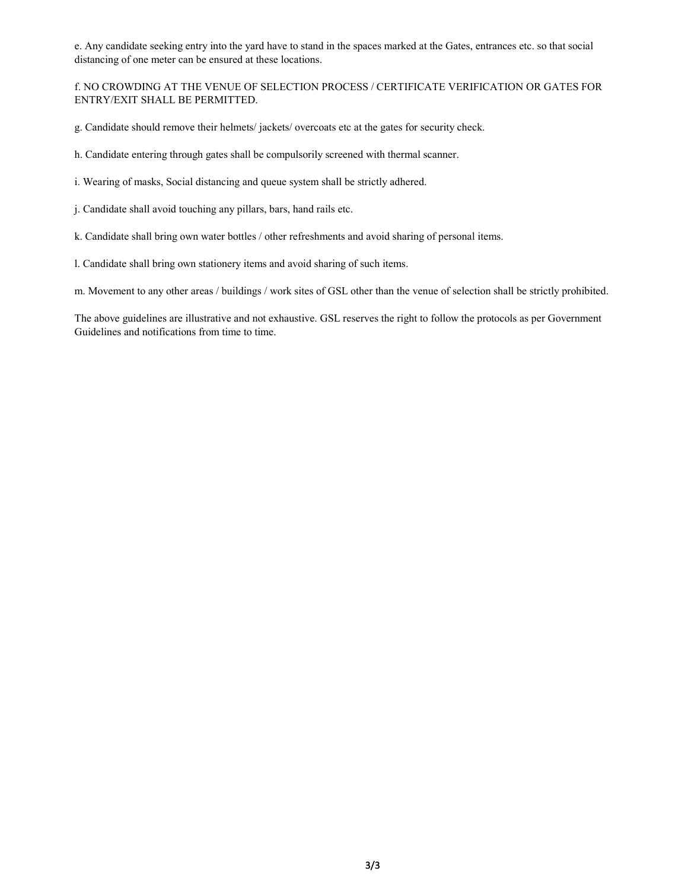e. Any candidate seeking entry into the yard have to stand in the spaces marked at the Gates, entrances etc. so that social distancing of one meter can be ensured at these locations.

f. NO CROWDING AT THE VENUE OF SELECTION PROCESS / CERTIFICATE VERIFICATION OR GATES FOR ENTRY/EXIT SHALL BE PERMITTED.

g. Candidate should remove their helmets/ jackets/ overcoats etc at the gates for security check.

h. Candidate entering through gates shall be compulsorily screened with thermal scanner.

i. Wearing of masks, Social distancing and queue system shall be strictly adhered.

j. Candidate shall avoid touching any pillars, bars, hand rails etc.

k. Candidate shall bring own water bottles / other refreshments and avoid sharing of personal items.

l. Candidate shall bring own stationery items and avoid sharing of such items.

m. Movement to any other areas / buildings / work sites of GSL other than the venue of selection shall be strictly prohibited.

The above guidelines are illustrative and not exhaustive. GSL reserves the right to follow the protocols as per Government Guidelines and notifications from time to time.